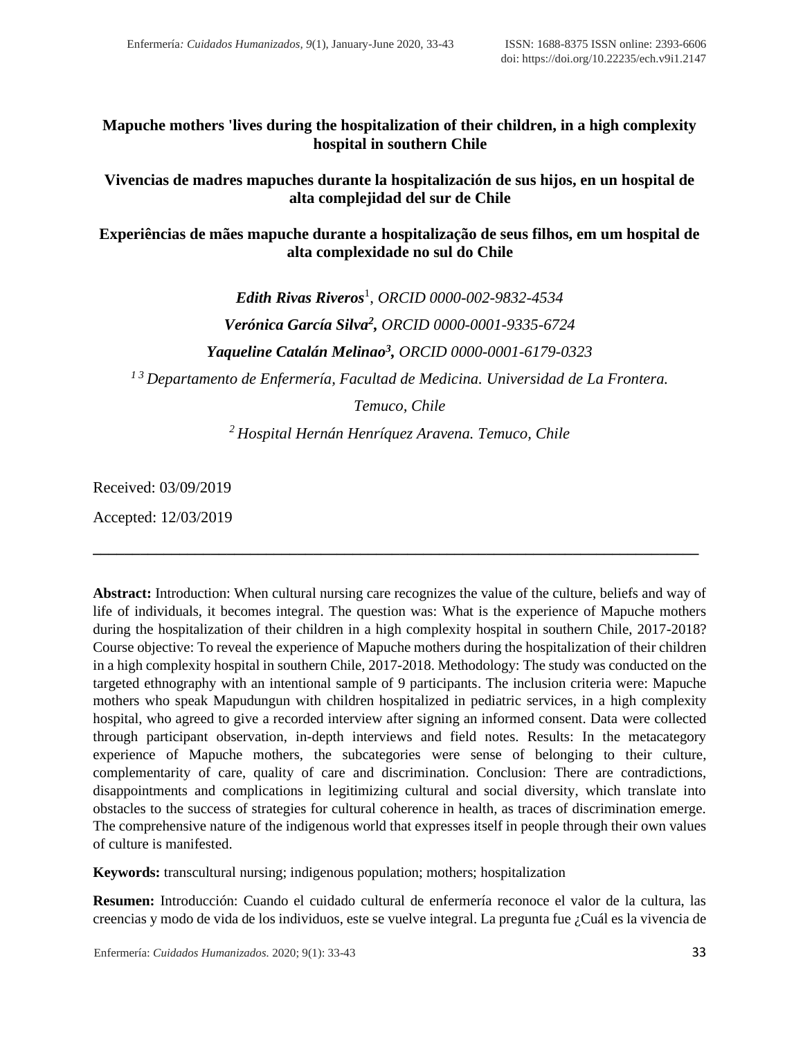# Mapuche mothers 'lives during the hospitalization of their children, in a high complexity hospital in southern Chile

# Vivencias de madres mapuches durante la hospitalización de sus hijos, en un hospital de alta complejidad del sur de Chile

# Experiências de mães mapuche durante a hospitalização de seus filhos, em um hospital de alta complexidade no sul do Chile

***Edith Rivas Riveros***[1], *ORCID 0000-002-9832-4534*

***Verónica García Silva***[2], *ORCID 0000-0001-9335-6724*

***Yaqueline Catalán Melinao***[3], *ORCID 0000-0001-6179-0323*

[1 3] *Departamento de Enfermería, Facultad de Medicina. Universidad de La Frontera. Temuco, Chile*

[2] *Hospital Hernán Henríquez Aravena. Temuco, Chile*

Received: 03/09/2019

Accepted: 12/03/2019

---

**Abstract:** Introduction: When cultural nursing care recognizes the value of the culture, beliefs and way of life of individuals, it becomes integral. The question was: What is the experience of Mapuche mothers during the hospitalization of their children in a high complexity hospital in southern Chile, 2017-2018? Course objective: To reveal the experience of Mapuche mothers during the hospitalization of their children in a high complexity hospital in southern Chile, 2017-2018. Methodology: The study was conducted on the targeted ethnography with an intentional sample of 9 participants. The inclusion criteria were: Mapuche mothers who speak Mapudungun with children hospitalized in pediatric services, in a high complexity hospital, who agreed to give a recorded interview after signing an informed consent. Data were collected through participant observation, in-depth interviews and field notes. Results: In the metacategory experience of Mapuche mothers, the subcategories were sense of belonging to their culture, complementarity of care, quality of care and discrimination. Conclusion: There are contradictions, disappointments and complications in legitimizing cultural and social diversity, which translate into obstacles to the success of strategies for cultural coherence in health, as traces of discrimination emerge. The comprehensive nature of the indigenous world that expresses itself in people through their own values of culture is manifested.

**Keywords:** transcultural nursing; indigenous population; mothers; hospitalization

**Resumen:** Introducción: Cuando el cuidado cultural de enfermería reconoce el valor de la cultura, las creencias y modo de vida de los individuos, este se vuelve integral. La pregunta fue ¿Cuál es la vivencia de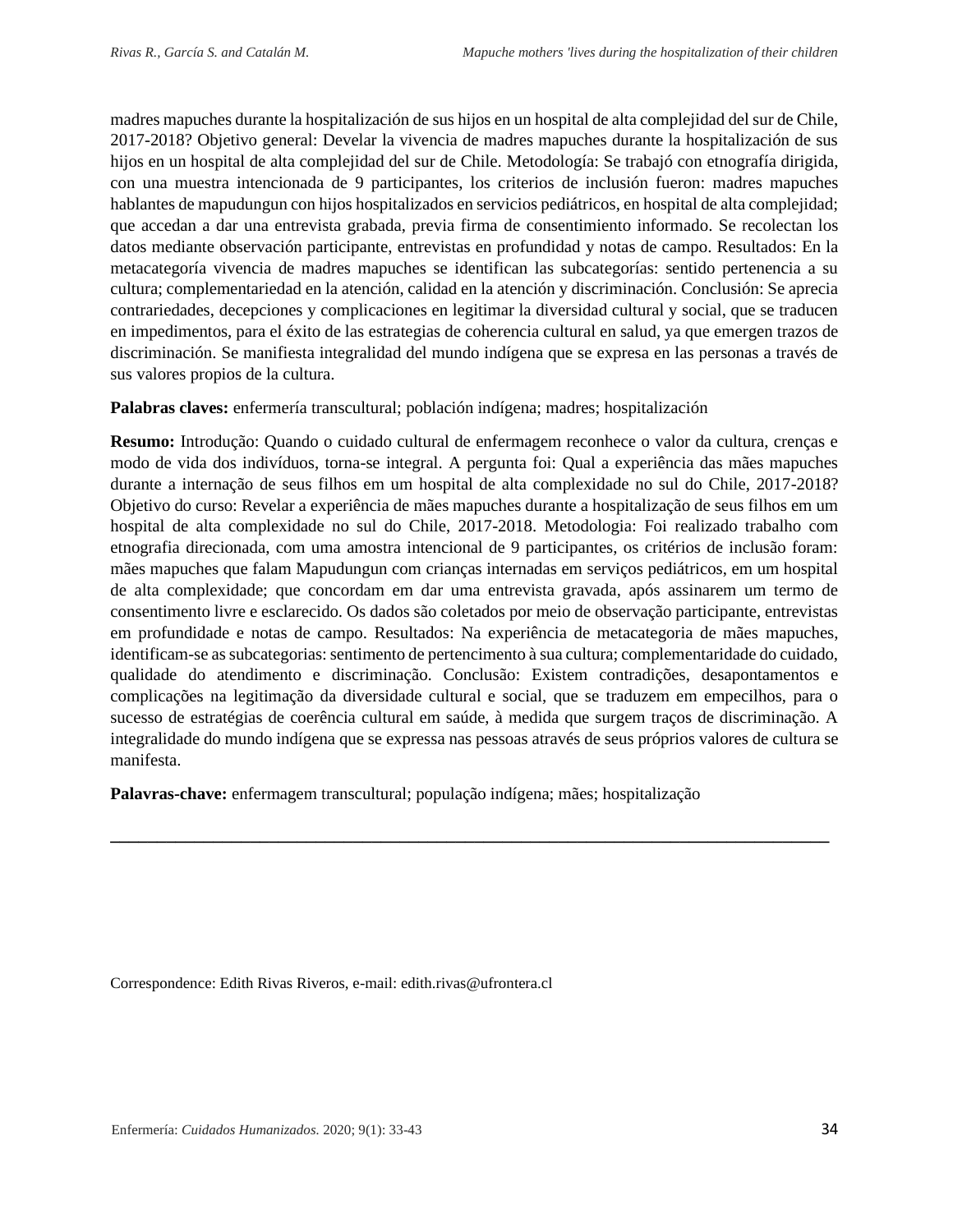madres mapuches durante la hospitalización de sus hijos en un hospital de alta complejidad del sur de Chile, 2017-2018? Objetivo general: Develar la vivencia de madres mapuches durante la hospitalización de sus hijos en un hospital de alta complejidad del sur de Chile. Metodología: Se trabajó con etnografía dirigida, con una muestra intencionada de 9 participantes, los criterios de inclusión fueron: madres mapuches hablantes de mapudungun con hijos hospitalizados en servicios pediátricos, en hospital de alta complejidad; que accedan a dar una entrevista grabada, previa firma de consentimiento informado. Se recolectan los datos mediante observación participante, entrevistas en profundidad y notas de campo. Resultados: En la metacategoría vivencia de madres mapuches se identifican las subcategorías: sentido pertenencia a su cultura; complementariedad en la atención, calidad en la atención y discriminación. Conclusión: Se aprecia contrariedades, decepciones y complicaciones en legitimar la diversidad cultural y social, que se traducen en impedimentos, para el éxito de las estrategias de coherencia cultural en salud, ya que emergen trazos de discriminación. Se manifiesta integralidad del mundo indígena que se expresa en las personas a través de sus valores propios de la cultura.

**Palabras claves:** enfermería transcultural; población indígena; madres; hospitalización

**Resumo:** Introdução: Quando o cuidado cultural de enfermagem reconhece o valor da cultura, crenças e modo de vida dos indivíduos, torna-se integral. A pergunta foi: Qual a experiência das mães mapuches durante a internação de seus filhos em um hospital de alta complexidade no sul do Chile, 2017-2018? Objetivo do curso: Revelar a experiência de mães mapuches durante a hospitalização de seus filhos em um hospital de alta complexidade no sul do Chile, 2017-2018. Metodologia: Foi realizado trabalho com etnografia direcionada, com uma amostra intencional de 9 participantes, os critérios de inclusão foram: mães mapuches que falam Mapudungun com crianças internadas em serviços pediátricos, em um hospital de alta complexidade; que concordam em dar uma entrevista gravada, após assinarem um termo de consentimento livre e esclarecido. Os dados são coletados por meio de observação participante, entrevistas em profundidade e notas de campo. Resultados: Na experiência de metacategoria de mães mapuches, identificam-se as subcategorias: sentimento de pertencimento à sua cultura; complementaridade do cuidado, qualidade do atendimento e discriminação. Conclusão: Existem contradições, desapontamentos e complicações na legitimação da diversidade cultural e social, que se traduzem em empecilhos, para o sucesso de estratégias de coerência cultural em saúde, à medida que surgem traços de discriminação. A integralidade do mundo indígena que se expressa nas pessoas através de seus próprios valores de cultura se manifesta.

**Palavras-chave:** enfermagem transcultural; população indígena; mães; hospitalização

---

Correspondence: Edith Rivas Riveros, e-mail: edith.rivas@ufrontera.cl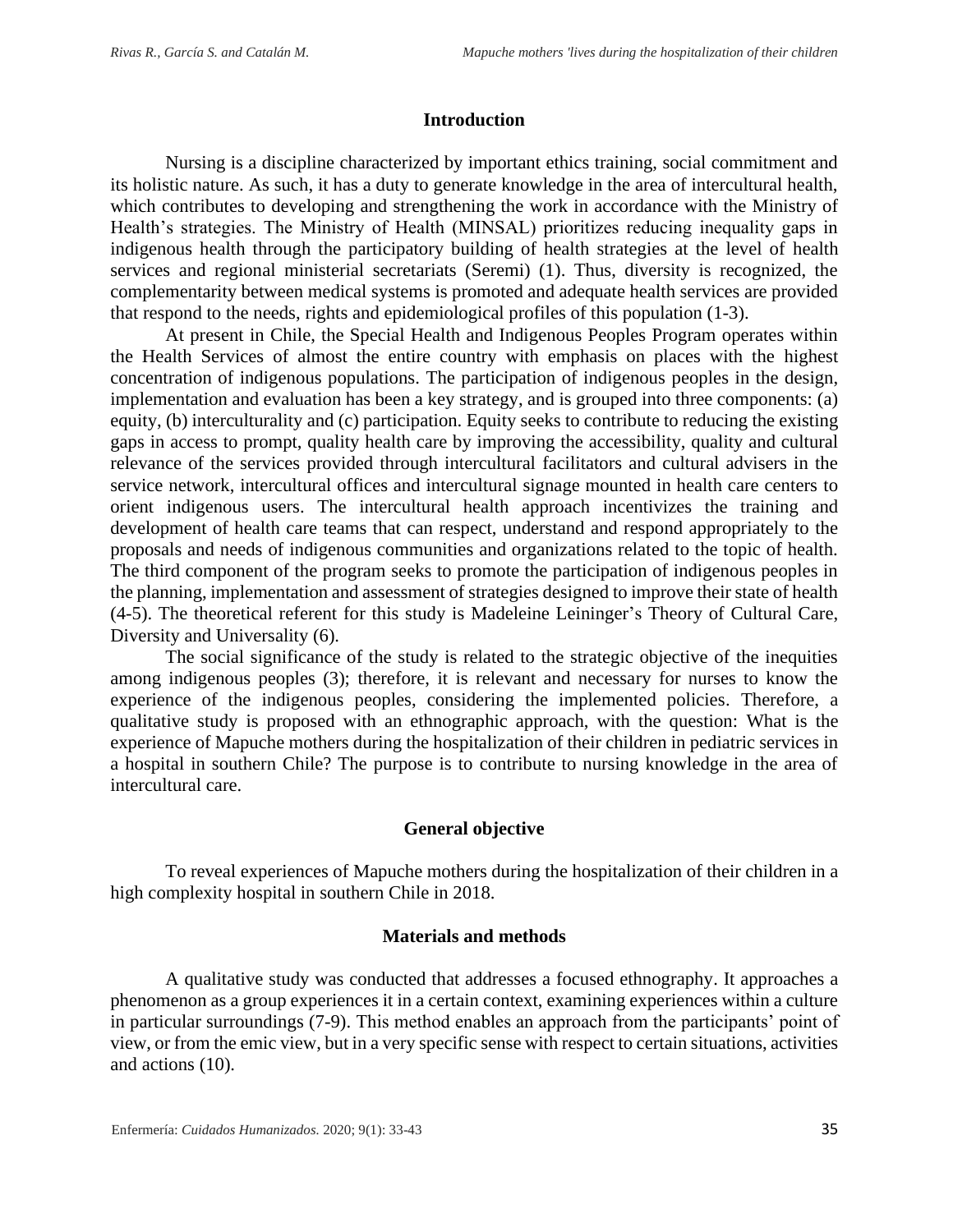## Introduction

Nursing is a discipline characterized by important ethics training, social commitment and its holistic nature. As such, it has a duty to generate knowledge in the area of intercultural health, which contributes to developing and strengthening the work in accordance with the Ministry of Health's strategies. The Ministry of Health (MINSAL) prioritizes reducing inequality gaps in indigenous health through the participatory building of health strategies at the level of health services and regional ministerial secretariats (Seremi) (1). Thus, diversity is recognized, the complementarity between medical systems is promoted and adequate health services are provided that respond to the needs, rights and epidemiological profiles of this population (1-3).

At present in Chile, the Special Health and Indigenous Peoples Program operates within the Health Services of almost the entire country with emphasis on places with the highest concentration of indigenous populations. The participation of indigenous peoples in the design, implementation and evaluation has been a key strategy, and is grouped into three components: (a) equity, (b) interculturality and (c) participation. Equity seeks to contribute to reducing the existing gaps in access to prompt, quality health care by improving the accessibility, quality and cultural relevance of the services provided through intercultural facilitators and cultural advisers in the service network, intercultural offices and intercultural signage mounted in health care centers to orient indigenous users. The intercultural health approach incentivizes the training and development of health care teams that can respect, understand and respond appropriately to the proposals and needs of indigenous communities and organizations related to the topic of health. The third component of the program seeks to promote the participation of indigenous peoples in the planning, implementation and assessment of strategies designed to improve their state of health (4-5). The theoretical referent for this study is Madeleine Leininger's Theory of Cultural Care, Diversity and Universality (6).

The social significance of the study is related to the strategic objective of the inequities among indigenous peoples (3); therefore, it is relevant and necessary for nurses to know the experience of the indigenous peoples, considering the implemented policies. Therefore, a qualitative study is proposed with an ethnographic approach, with the question: What is the experience of Mapuche mothers during the hospitalization of their children in pediatric services in a hospital in southern Chile? The purpose is to contribute to nursing knowledge in the area of intercultural care.

## General objective

To reveal experiences of Mapuche mothers during the hospitalization of their children in a high complexity hospital in southern Chile in 2018.

## Materials and methods

A qualitative study was conducted that addresses a focused ethnography. It approaches a phenomenon as a group experiences it in a certain context, examining experiences within a culture in particular surroundings (7-9). This method enables an approach from the participants' point of view, or from the emic view, but in a very specific sense with respect to certain situations, activities and actions (10).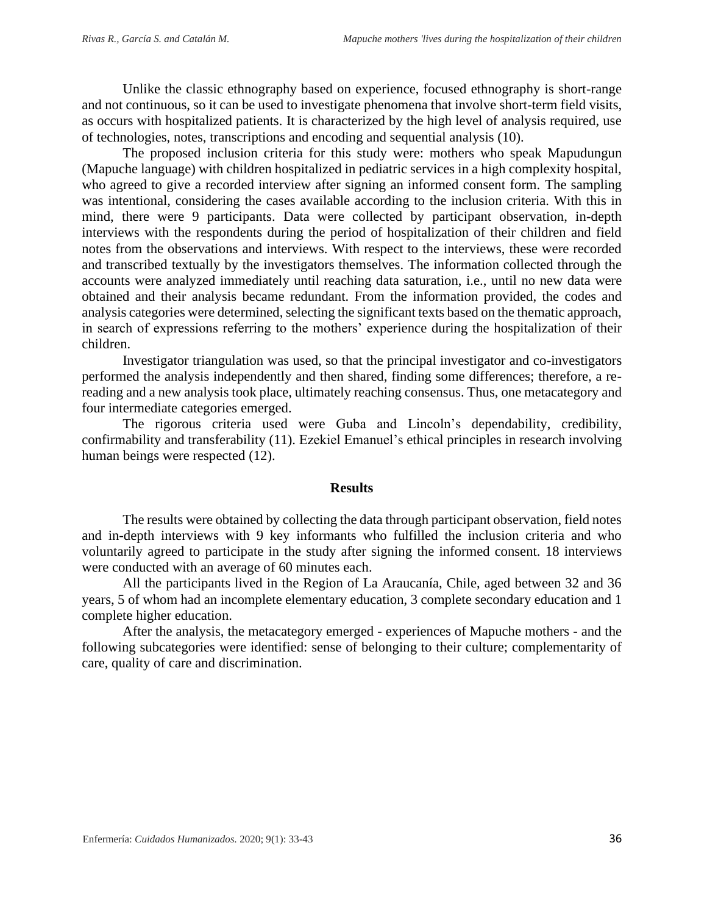Unlike the classic ethnography based on experience, focused ethnography is short-range and not continuous, so it can be used to investigate phenomena that involve short-term field visits, as occurs with hospitalized patients. It is characterized by the high level of analysis required, use of technologies, notes, transcriptions and encoding and sequential analysis (10).

The proposed inclusion criteria for this study were: mothers who speak Mapudungun (Mapuche language) with children hospitalized in pediatric services in a high complexity hospital, who agreed to give a recorded interview after signing an informed consent form. The sampling was intentional, considering the cases available according to the inclusion criteria. With this in mind, there were 9 participants. Data were collected by participant observation, in-depth interviews with the respondents during the period of hospitalization of their children and field notes from the observations and interviews. With respect to the interviews, these were recorded and transcribed textually by the investigators themselves. The information collected through the accounts were analyzed immediately until reaching data saturation, i.e., until no new data were obtained and their analysis became redundant. From the information provided, the codes and analysis categories were determined, selecting the significant texts based on the thematic approach, in search of expressions referring to the mothers' experience during the hospitalization of their children.

Investigator triangulation was used, so that the principal investigator and co-investigators performed the analysis independently and then shared, finding some differences; therefore, a re-reading and a new analysis took place, ultimately reaching consensus. Thus, one metacategory and four intermediate categories emerged.

The rigorous criteria used were Guba and Lincoln's dependability, credibility, confirmability and transferability (11). Ezekiel Emanuel's ethical principles in research involving human beings were respected (12).

## Results

The results were obtained by collecting the data through participant observation, field notes and in-depth interviews with 9 key informants who fulfilled the inclusion criteria and who voluntarily agreed to participate in the study after signing the informed consent. 18 interviews were conducted with an average of 60 minutes each.

All the participants lived in the Region of La Araucanía, Chile, aged between 32 and 36 years, 5 of whom had an incomplete elementary education, 3 complete secondary education and 1 complete higher education.

After the analysis, the metacategory emerged - experiences of Mapuche mothers - and the following subcategories were identified: sense of belonging to their culture; complementarity of care, quality of care and discrimination.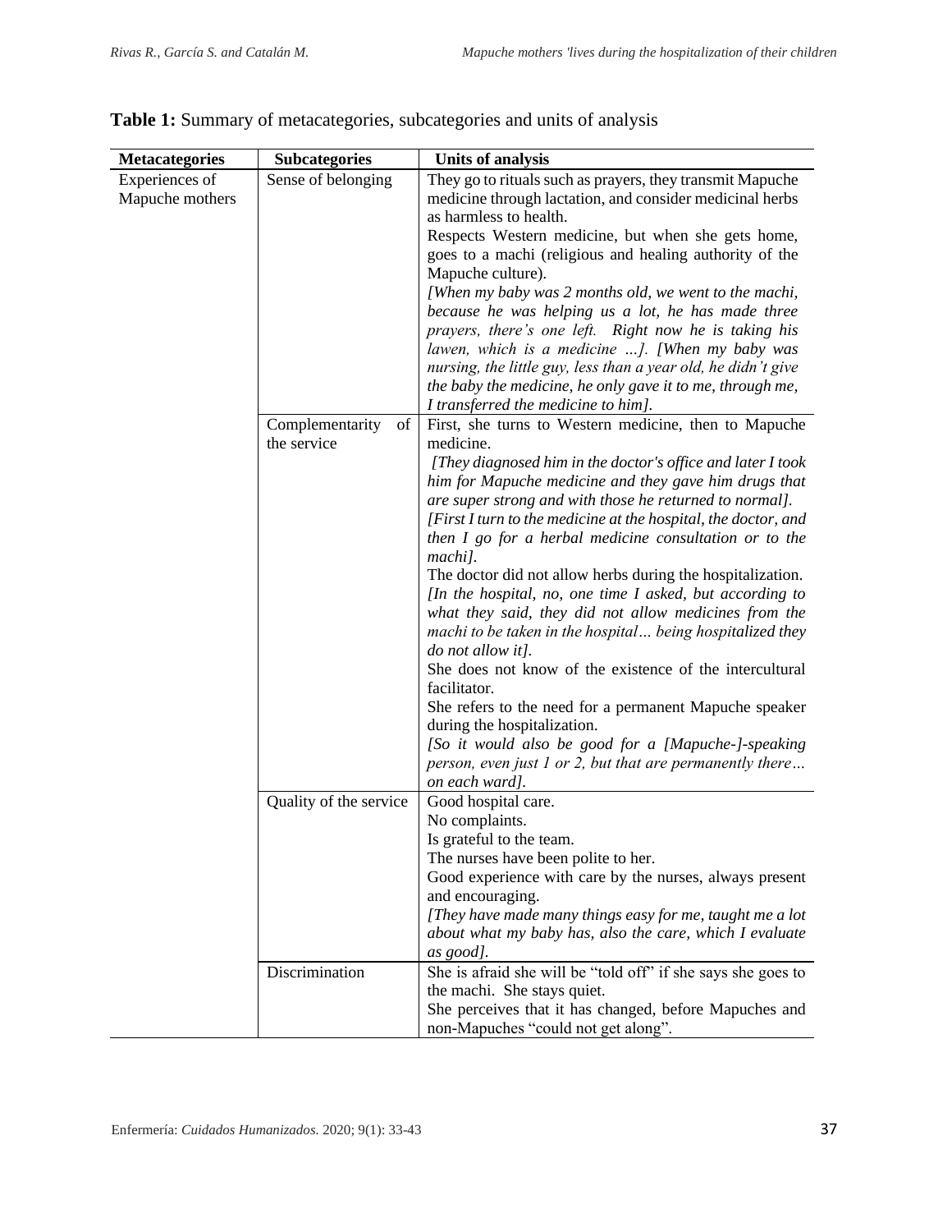**Table 1:** Summary of metacategories, subcategories and units of analysis

| Metacategories | Subcategories | Units of analysis |
|---|---|---|
| Experiences of Mapuche mothers | Sense of belonging | They go to rituals such as prayers, they transmit Mapuche medicine through lactation, and consider medicinal herbs as harmless to health.<br>Respects Western medicine, but when she gets home, goes to a machi (religious and healing authority of the Mapuche culture).<br>*[When my baby was 2 months old, we went to the machi, because he was helping us a lot, he has made three prayers, there's one left. Right now he is taking his lawen, which is a medicine …]. [When my baby was nursing, the little guy, less than a year old, he didn't give the baby the medicine, he only gave it to me, through me, I transferred the medicine to him].* |
| | Complementarity of the service | First, she turns to Western medicine, then to Mapuche medicine.<br>*[They diagnosed him in the doctor's office and later I took him for Mapuche medicine and they gave him drugs that are super strong and with those he returned to normal].*<br>*[First I turn to the medicine at the hospital, the doctor, and then I go for a herbal medicine consultation or to the machi].*<br>The doctor did not allow herbs during the hospitalization.<br>*[In the hospital, no, one time I asked, but according to what they said, they did not allow medicines from the machi to be taken in the hospital… being hospitalized they do not allow it].*<br>She does not know of the existence of the intercultural facilitator.<br>She refers to the need for a permanent Mapuche speaker during the hospitalization.<br>*[So it would also be good for a [Mapuche-]-speaking person, even just 1 or 2, but that are permanently there… on each ward].* |
| | Quality of the service | Good hospital care.<br>No complaints.<br>Is grateful to the team.<br>The nurses have been polite to her.<br>Good experience with care by the nurses, always present and encouraging.<br>*[They have made many things easy for me, taught me a lot about what my baby has, also the care, which I evaluate as good].* |
| | Discrimination | She is afraid she will be "told off" if she says she goes to the machi. She stays quiet.<br>She perceives that it has changed, before Mapuches and non-Mapuches "could not get along". |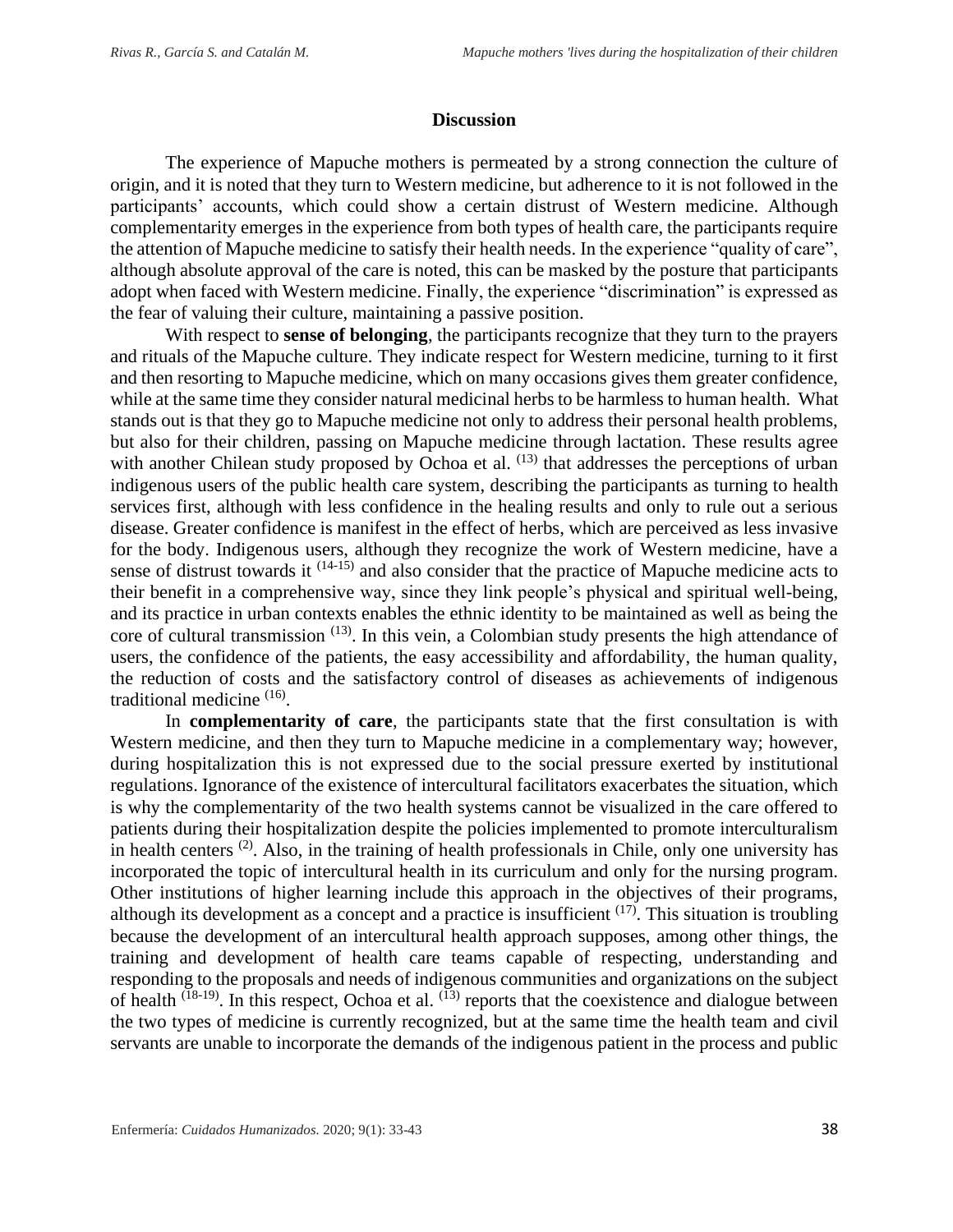## Discussion

The experience of Mapuche mothers is permeated by a strong connection the culture of origin, and it is noted that they turn to Western medicine, but adherence to it is not followed in the participants' accounts, which could show a certain distrust of Western medicine. Although complementarity emerges in the experience from both types of health care, the participants require the attention of Mapuche medicine to satisfy their health needs. In the experience "quality of care", although absolute approval of the care is noted, this can be masked by the posture that participants adopt when faced with Western medicine. Finally, the experience "discrimination" is expressed as the fear of valuing their culture, maintaining a passive position.

With respect to **sense of belonging**, the participants recognize that they turn to the prayers and rituals of the Mapuche culture. They indicate respect for Western medicine, turning to it first and then resorting to Mapuche medicine, which on many occasions gives them greater confidence, while at the same time they consider natural medicinal herbs to be harmless to human health. What stands out is that they go to Mapuche medicine not only to address their personal health problems, but also for their children, passing on Mapuche medicine through lactation. These results agree with another Chilean study proposed by Ochoa et al. [13] that addresses the perceptions of urban indigenous users of the public health care system, describing the participants as turning to health services first, although with less confidence in the healing results and only to rule out a serious disease. Greater confidence is manifest in the effect of herbs, which are perceived as less invasive for the body. Indigenous users, although they recognize the work of Western medicine, have a sense of distrust towards it [14-15] and also consider that the practice of Mapuche medicine acts to their benefit in a comprehensive way, since they link people's physical and spiritual well-being, and its practice in urban contexts enables the ethnic identity to be maintained as well as being the core of cultural transmission [13]. In this vein, a Colombian study presents the high attendance of users, the confidence of the patients, the easy accessibility and affordability, the human quality, the reduction of costs and the satisfactory control of diseases as achievements of indigenous traditional medicine [16].

In **complementarity of care**, the participants state that the first consultation is with Western medicine, and then they turn to Mapuche medicine in a complementary way; however, during hospitalization this is not expressed due to the social pressure exerted by institutional regulations. Ignorance of the existence of intercultural facilitators exacerbates the situation, which is why the complementarity of the two health systems cannot be visualized in the care offered to patients during their hospitalization despite the policies implemented to promote interculturalism in health centers [2]. Also, in the training of health professionals in Chile, only one university has incorporated the topic of intercultural health in its curriculum and only for the nursing program. Other institutions of higher learning include this approach in the objectives of their programs, although its development as a concept and a practice is insufficient [17]. This situation is troubling because the development of an intercultural health approach supposes, among other things, the training and development of health care teams capable of respecting, understanding and responding to the proposals and needs of indigenous communities and organizations on the subject of health [18-19]. In this respect, Ochoa et al. [13] reports that the coexistence and dialogue between the two types of medicine is currently recognized, but at the same time the health team and civil servants are unable to incorporate the demands of the indigenous patient in the process and public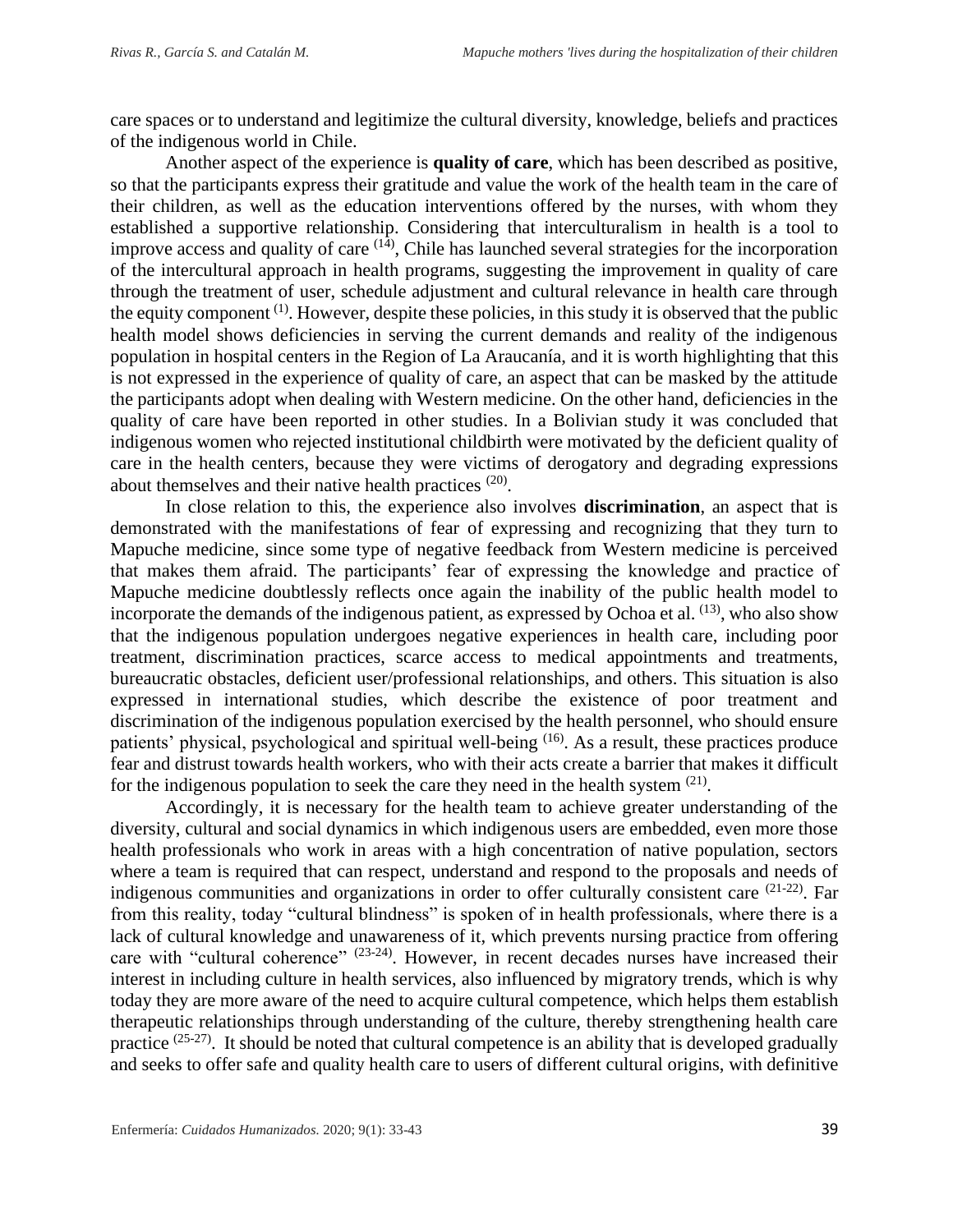care spaces or to understand and legitimize the cultural diversity, knowledge, beliefs and practices of the indigenous world in Chile.

Another aspect of the experience is **quality of care**, which has been described as positive, so that the participants express their gratitude and value the work of the health team in the care of their children, as well as the education interventions offered by the nurses, with whom they established a supportive relationship. Considering that interculturalism in health is a tool to improve access and quality of care [(14)], Chile has launched several strategies for the incorporation of the intercultural approach in health programs, suggesting the improvement in quality of care through the treatment of user, schedule adjustment and cultural relevance in health care through the equity component [(1)]. However, despite these policies, in this study it is observed that the public health model shows deficiencies in serving the current demands and reality of the indigenous population in hospital centers in the Region of La Araucanía, and it is worth highlighting that this is not expressed in the experience of quality of care, an aspect that can be masked by the attitude the participants adopt when dealing with Western medicine. On the other hand, deficiencies in the quality of care have been reported in other studies. In a Bolivian study it was concluded that indigenous women who rejected institutional childbirth were motivated by the deficient quality of care in the health centers, because they were victims of derogatory and degrading expressions about themselves and their native health practices [(20)].

In close relation to this, the experience also involves **discrimination**, an aspect that is demonstrated with the manifestations of fear of expressing and recognizing that they turn to Mapuche medicine, since some type of negative feedback from Western medicine is perceived that makes them afraid. The participants' fear of expressing the knowledge and practice of Mapuche medicine doubtlessly reflects once again the inability of the public health model to incorporate the demands of the indigenous patient, as expressed by Ochoa et al. [(13)], who also show that the indigenous population undergoes negative experiences in health care, including poor treatment, discrimination practices, scarce access to medical appointments and treatments, bureaucratic obstacles, deficient user/professional relationships, and others. This situation is also expressed in international studies, which describe the existence of poor treatment and discrimination of the indigenous population exercised by the health personnel, who should ensure patients' physical, psychological and spiritual well-being [(16)]. As a result, these practices produce fear and distrust towards health workers, who with their acts create a barrier that makes it difficult for the indigenous population to seek the care they need in the health system [(21)].

Accordingly, it is necessary for the health team to achieve greater understanding of the diversity, cultural and social dynamics in which indigenous users are embedded, even more those health professionals who work in areas with a high concentration of native population, sectors where a team is required that can respect, understand and respond to the proposals and needs of indigenous communities and organizations in order to offer culturally consistent care [(21-22)]. Far from this reality, today "cultural blindness" is spoken of in health professionals, where there is a lack of cultural knowledge and unawareness of it, which prevents nursing practice from offering care with "cultural coherence" [(23-24)]. However, in recent decades nurses have increased their interest in including culture in health services, also influenced by migratory trends, which is why today they are more aware of the need to acquire cultural competence, which helps them establish therapeutic relationships through understanding of the culture, thereby strengthening health care practice [(25-27)]. It should be noted that cultural competence is an ability that is developed gradually and seeks to offer safe and quality health care to users of different cultural origins, with definitive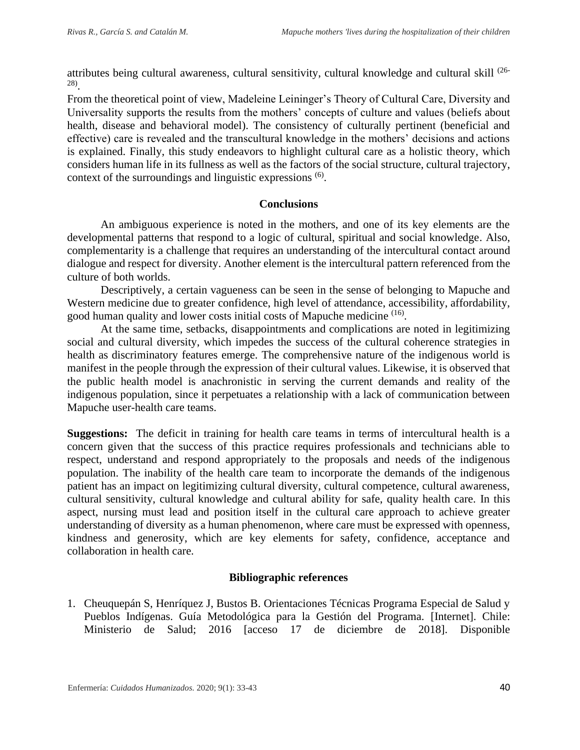attributes being cultural awareness, cultural sensitivity, cultural knowledge and cultural skill [26-28].

From the theoretical point of view, Madeleine Leininger's Theory of Cultural Care, Diversity and Universality supports the results from the mothers' concepts of culture and values (beliefs about health, disease and behavioral model). The consistency of culturally pertinent (beneficial and effective) care is revealed and the transcultural knowledge in the mothers' decisions and actions is explained. Finally, this study endeavors to highlight cultural care as a holistic theory, which considers human life in its fullness as well as the factors of the social structure, cultural trajectory, context of the surroundings and linguistic expressions [6].

## Conclusions

An ambiguous experience is noted in the mothers, and one of its key elements are the developmental patterns that respond to a logic of cultural, spiritual and social knowledge. Also, complementarity is a challenge that requires an understanding of the intercultural contact around dialogue and respect for diversity. Another element is the intercultural pattern referenced from the culture of both worlds.

Descriptively, a certain vagueness can be seen in the sense of belonging to Mapuche and Western medicine due to greater confidence, high level of attendance, accessibility, affordability, good human quality and lower costs initial costs of Mapuche medicine [16].

At the same time, setbacks, disappointments and complications are noted in legitimizing social and cultural diversity, which impedes the success of the cultural coherence strategies in health as discriminatory features emerge. The comprehensive nature of the indigenous world is manifest in the people through the expression of their cultural values. Likewise, it is observed that the public health model is anachronistic in serving the current demands and reality of the indigenous population, since it perpetuates a relationship with a lack of communication between Mapuche user-health care teams.

**Suggestions:** The deficit in training for health care teams in terms of intercultural health is a concern given that the success of this practice requires professionals and technicians able to respect, understand and respond appropriately to the proposals and needs of the indigenous population. The inability of the health care team to incorporate the demands of the indigenous patient has an impact on legitimizing cultural diversity, cultural competence, cultural awareness, cultural sensitivity, cultural knowledge and cultural ability for safe, quality health care. In this aspect, nursing must lead and position itself in the cultural care approach to achieve greater understanding of diversity as a human phenomenon, where care must be expressed with openness, kindness and generosity, which are key elements for safety, confidence, acceptance and collaboration in health care.

## Bibliographic references

1. Cheuquepán S, Henríquez J, Bustos B. Orientaciones Técnicas Programa Especial de Salud y Pueblos Indígenas. Guía Metodológica para la Gestión del Programa. [Internet]. Chile: Ministerio de Salud; 2016 [acceso 17 de diciembre de 2018]. Disponible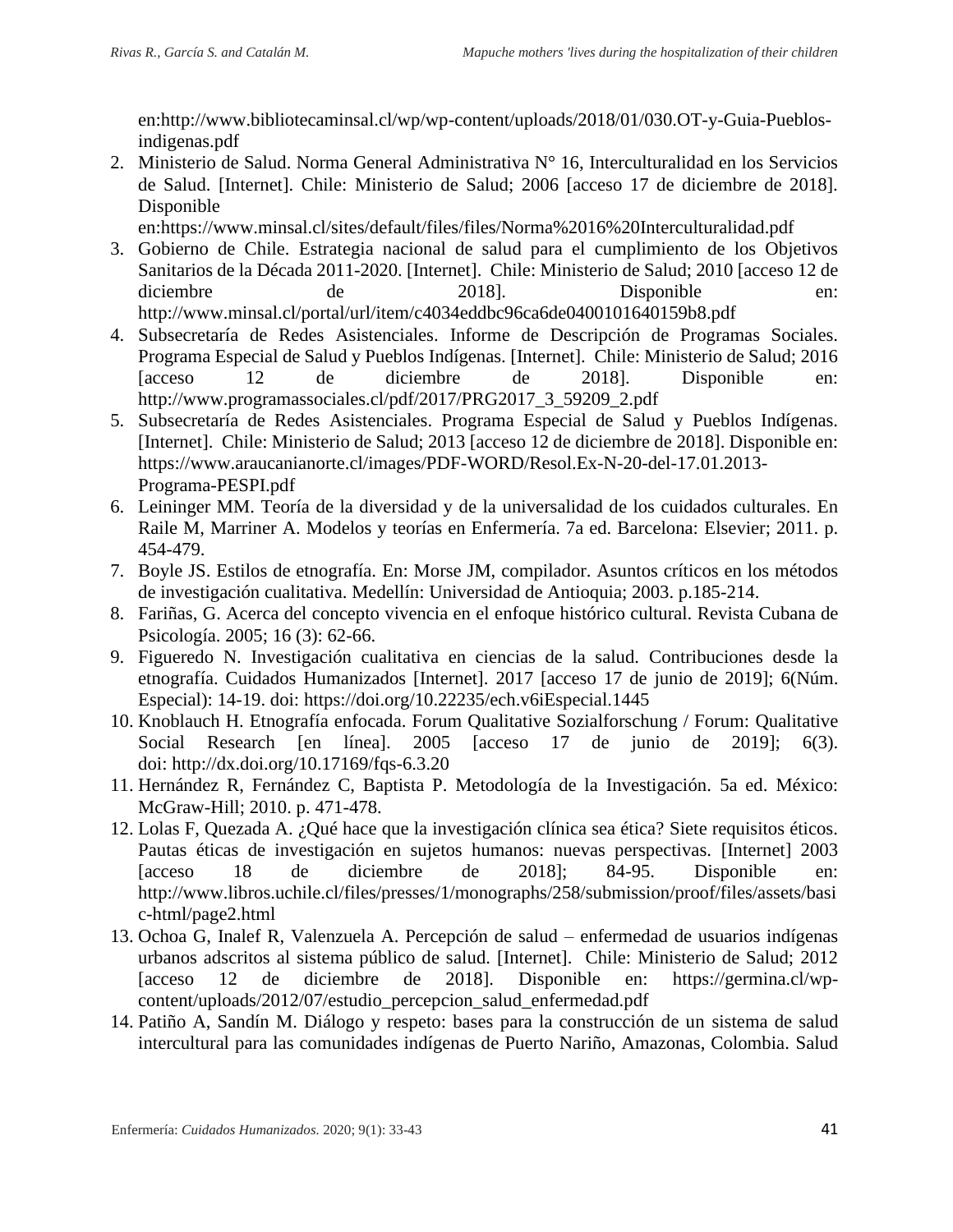en:http://www.bibliotecaminsal.cl/wp/wp-content/uploads/2018/01/030.OT-y-Guia-Pueblos-indigenas.pdf

2. Ministerio de Salud. Norma General Administrativa N° 16, Interculturalidad en los Servicios de Salud. [Internet]. Chile: Ministerio de Salud; 2006 [acceso 17 de diciembre de 2018]. Disponible en:https://www.minsal.cl/sites/default/files/files/Norma%2016%20Interculturalidad.pdf
3. Gobierno de Chile. Estrategia nacional de salud para el cumplimiento de los Objetivos Sanitarios de la Década 2011-2020. [Internet]. Chile: Ministerio de Salud; 2010 [acceso 12 de diciembre de 2018]. Disponible en: http://www.minsal.cl/portal/url/item/c4034eddbc96ca6de0400101640159b8.pdf
4. Subsecretaría de Redes Asistenciales. Informe de Descripción de Programas Sociales. Programa Especial de Salud y Pueblos Indígenas. [Internet]. Chile: Ministerio de Salud; 2016 [acceso 12 de diciembre de 2018]. Disponible en: http://www.programassociales.cl/pdf/2017/PRG2017_3_59209_2.pdf
5. Subsecretaría de Redes Asistenciales. Programa Especial de Salud y Pueblos Indígenas. [Internet]. Chile: Ministerio de Salud; 2013 [acceso 12 de diciembre de 2018]. Disponible en: https://www.araucanianorte.cl/images/PDF-WORD/Resol.Ex-N-20-del-17.01.2013-Programa-PESPI.pdf
6. Leininger MM. Teoría de la diversidad y de la universalidad de los cuidados culturales. En Raile M, Marriner A. Modelos y teorías en Enfermería. 7a ed. Barcelona: Elsevier; 2011. p. 454-479.
7. Boyle JS. Estilos de etnografía. En: Morse JM, compilador. Asuntos críticos en los métodos de investigación cualitativa. Medellín: Universidad de Antioquia; 2003. p.185-214.
8. Fariñas, G. Acerca del concepto vivencia en el enfoque histórico cultural. Revista Cubana de Psicología. 2005; 16 (3): 62-66.
9. Figueredo N. Investigación cualitativa en ciencias de la salud. Contribuciones desde la etnografía. Cuidados Humanizados [Internet]. 2017 [acceso 17 de junio de 2019]; 6(Núm. Especial): 14-19. doi: https://doi.org/10.22235/ech.v6iEspecial.1445
10. Knoblauch H. Etnografía enfocada. Forum Qualitative Sozialforschung / Forum: Qualitative Social Research [en línea]. 2005 [acceso 17 de junio de 2019]; 6(3). doi: http://dx.doi.org/10.17169/fqs-6.3.20
11. Hernández R, Fernández C, Baptista P. Metodología de la Investigación. 5a ed. México: McGraw-Hill; 2010. p. 471-478.
12. Lolas F, Quezada A. ¿Qué hace que la investigación clínica sea ética? Siete requisitos éticos. Pautas éticas de investigación en sujetos humanos: nuevas perspectivas. [Internet] 2003 [acceso 18 de diciembre de 2018]; 84-95. Disponible en: http://www.libros.uchile.cl/files/presses/1/monographs/258/submission/proof/files/assets/basic-html/page2.html
13. Ochoa G, Inalef R, Valenzuela A. Percepción de salud – enfermedad de usuarios indígenas urbanos adscritos al sistema público de salud. [Internet]. Chile: Ministerio de Salud; 2012 [acceso 12 de diciembre de 2018]. Disponible en: https://germina.cl/wp-content/uploads/2012/07/estudio_percepcion_salud_enfermedad.pdf
14. Patiño A, Sandín M. Diálogo y respeto: bases para la construcción de un sistema de salud intercultural para las comunidades indígenas de Puerto Nariño, Amazonas, Colombia. Salud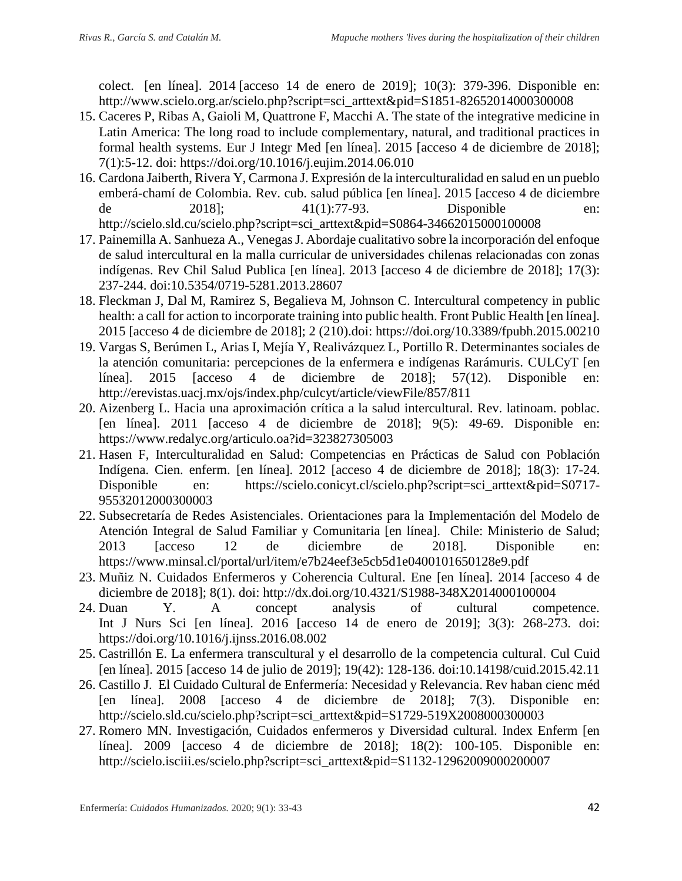colect. [en línea]. 2014 [acceso 14 de enero de 2019]; 10(3): 379-396. Disponible en: http://www.scielo.org.ar/scielo.php?script=sci_arttext&pid=S1851-82652014000300008

15. Caceres P, Ribas A, Gaioli M, Quattrone F, Macchi A. The state of the integrative medicine in Latin America: The long road to include complementary, natural, and traditional practices in formal health systems. Eur J Integr Med [en línea]. 2015 [acceso 4 de diciembre de 2018]; 7(1):5-12. doi: https://doi.org/10.1016/j.eujim.2014.06.010
16. Cardona Jaiberth, Rivera Y, Carmona J. Expresión de la interculturalidad en salud en un pueblo emberá-chamí de Colombia. Rev. cub. salud pública [en línea]. 2015 [acceso 4 de diciembre de 2018]; 41(1):77-93. Disponible en: http://scielo.sld.cu/scielo.php?script=sci_arttext&pid=S0864-34662015000100008
17. Painemilla A. Sanhueza A., Venegas J. Abordaje cualitativo sobre la incorporación del enfoque de salud intercultural en la malla curricular de universidades chilenas relacionadas con zonas indígenas. Rev Chil Salud Publica [en línea]. 2013 [acceso 4 de diciembre de 2018]; 17(3): 237-244. doi:10.5354/0719-5281.2013.28607
18. Fleckman J, Dal M, Ramirez S, Begalieva M, Johnson C. Intercultural competency in public health: a call for action to incorporate training into public health. Front Public Health [en línea]. 2015 [acceso 4 de diciembre de 2018]; 2 (210).doi: https://doi.org/10.3389/fpubh.2015.00210
19. Vargas S, Berúmen L, Arias I, Mejía Y, Realivázquez L, Portillo R. Determinantes sociales de la atención comunitaria: percepciones de la enfermera e indígenas Rarámuris. CULCyT [en línea]. 2015 [acceso 4 de diciembre de 2018]; 57(12). Disponible en: http://erevistas.uacj.mx/ojs/index.php/culcyt/article/viewFile/857/811
20. Aizenberg L. Hacia una aproximación crítica a la salud intercultural. Rev. latinoam. poblac. [en línea]. 2011 [acceso 4 de diciembre de 2018]; 9(5): 49-69. Disponible en: https://www.redalyc.org/articulo.oa?id=323827305003
21. Hasen F, Interculturalidad en Salud: Competencias en Prácticas de Salud con Población Indígena. Cien. enferm. [en línea]. 2012 [acceso 4 de diciembre de 2018]; 18(3): 17-24. Disponible en: https://scielo.conicyt.cl/scielo.php?script=sci_arttext&pid=S0717-95532012000300003
22. Subsecretaría de Redes Asistenciales. Orientaciones para la Implementación del Modelo de Atención Integral de Salud Familiar y Comunitaria [en línea]. Chile: Ministerio de Salud; 2013 [acceso 12 de diciembre de 2018]. Disponible en: https://www.minsal.cl/portal/url/item/e7b24eef3e5cb5d1e0400101650128e9.pdf
23. Muñiz N. Cuidados Enfermeros y Coherencia Cultural. Ene [en línea]. 2014 [acceso 4 de diciembre de 2018]; 8(1). doi: http://dx.doi.org/10.4321/S1988-348X2014000100004
24. Duan Y. A concept analysis of cultural competence. Int J Nurs Sci [en línea]. 2016 [acceso 14 de enero de 2019]; 3(3): 268-273. doi: https://doi.org/10.1016/j.ijnss.2016.08.002
25. Castrillón E. La enfermera transcultural y el desarrollo de la competencia cultural. Cul Cuid [en línea]. 2015 [acceso 14 de julio de 2019]; 19(42): 128-136. doi:10.14198/cuid.2015.42.11
26. Castillo J. El Cuidado Cultural de Enfermería: Necesidad y Relevancia. Rev haban cienc méd [en línea]. 2008 [acceso 4 de diciembre de 2018]; 7(3). Disponible en: http://scielo.sld.cu/scielo.php?script=sci_arttext&pid=S1729-519X2008000300003
27. Romero MN. Investigación, Cuidados enfermeros y Diversidad cultural. Index Enferm [en línea]. 2009 [acceso 4 de diciembre de 2018]; 18(2): 100-105. Disponible en: http://scielo.isciii.es/scielo.php?script=sci_arttext&pid=S1132-12962009000200007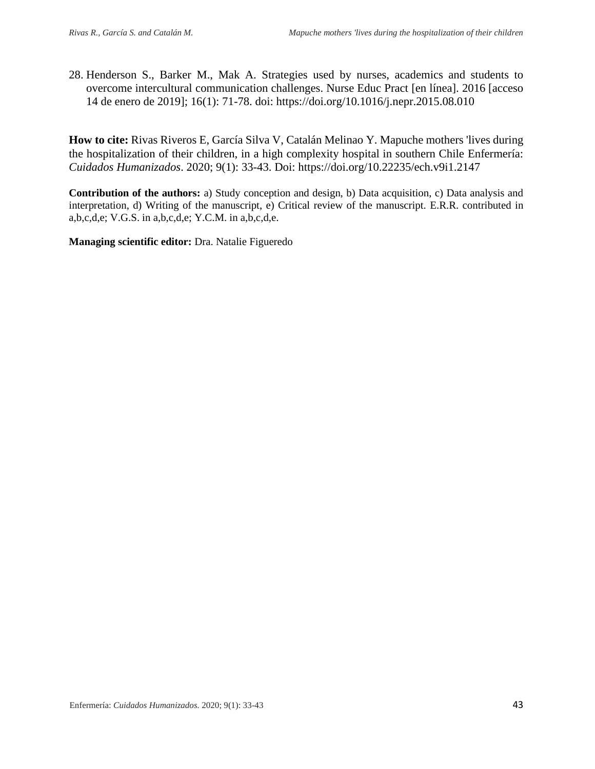28. Henderson S., Barker M., Mak A. Strategies used by nurses, academics and students to overcome intercultural communication challenges. Nurse Educ Pract [en línea]. 2016 [acceso 14 de enero de 2019]; 16(1): 71-78. doi: https://doi.org/10.1016/j.nepr.2015.08.010

**How to cite:** Rivas Riveros E, García Silva V, Catalán Melinao Y. Mapuche mothers 'lives during the hospitalization of their children, in a high complexity hospital in southern Chile Enfermería: *Cuidados Humanizados*. 2020; 9(1): 33-43. Doi: https://doi.org/10.22235/ech.v9i1.2147

**Contribution of the authors:** a) Study conception and design, b) Data acquisition, c) Data analysis and interpretation, d) Writing of the manuscript, e) Critical review of the manuscript. E.R.R. contributed in a,b,c,d,e; V.G.S. in a,b,c,d,e; Y.C.M. in a,b,c,d,e.

**Managing scientific editor:** Dra. Natalie Figueredo